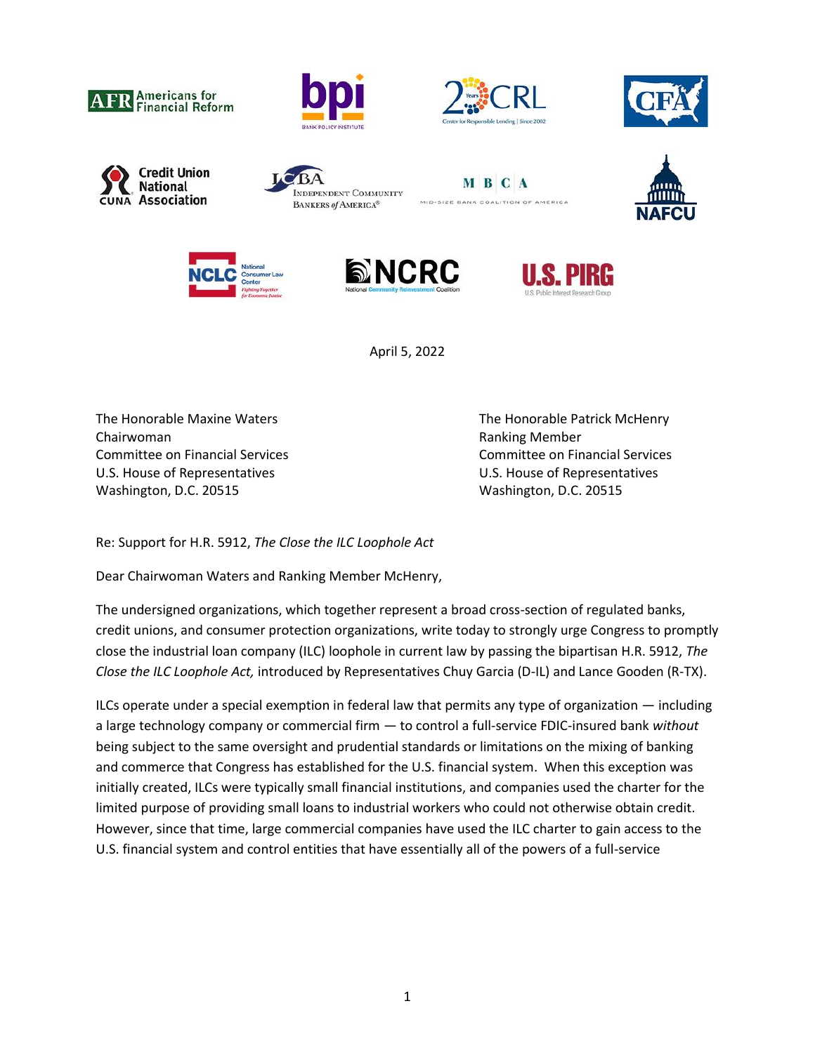April 5, 2022

The Honorable Maxine Waters
Chairwoman
Committee on Financial Services
U.S. House of Representatives
Washington, D.C. 20515

The Honorable Patrick McHenry
Ranking Member
Committee on Financial Services
U.S. House of Representatives
Washington, D.C. 20515

Re: Support for H.R. 5912, *The Close the ILC Loophole Act*

Dear Chairwoman Waters and Ranking Member McHenry,

The undersigned organizations, which together represent a broad cross-section of regulated banks, credit unions, and consumer protection organizations, write today to strongly urge Congress to promptly close the industrial loan company (ILC) loophole in current law by passing the bipartisan H.R. 5912, *The Close the ILC Loophole Act,* introduced by Representatives Chuy Garcia (D-IL) and Lance Gooden (R-TX).

ILCs operate under a special exemption in federal law that permits any type of organization — including a large technology company or commercial firm — to control a full-service FDIC-insured bank *without* being subject to the same oversight and prudential standards or limitations on the mixing of banking and commerce that Congress has established for the U.S. financial system. When this exception was initially created, ILCs were typically small financial institutions, and companies used the charter for the limited purpose of providing small loans to industrial workers who could not otherwise obtain credit. However, since that time, large commercial companies have used the ILC charter to gain access to the U.S. financial system and control entities that have essentially all of the powers of a full-service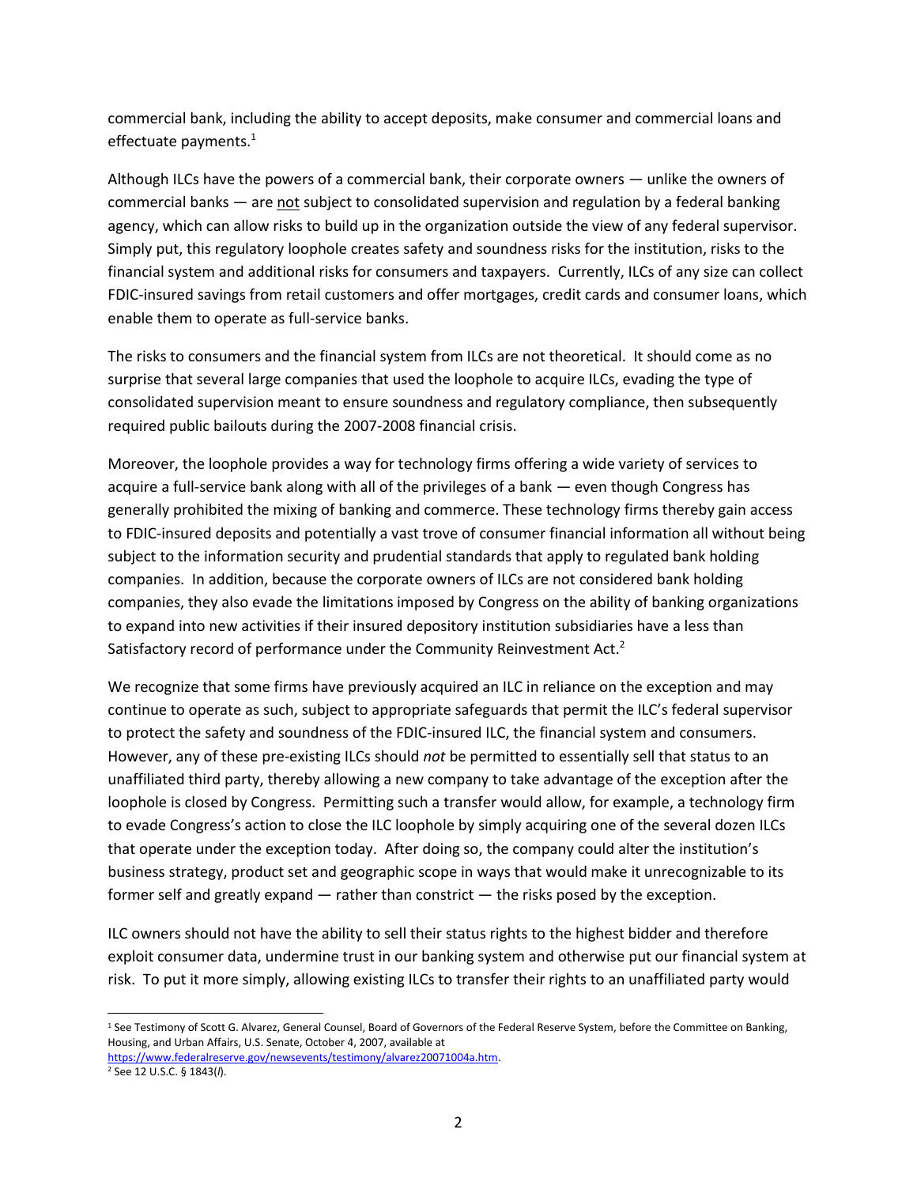commercial bank, including the ability to accept deposits, make consumer and commercial loans and effectuate payments.[1]

Although ILCs have the powers of a commercial bank, their corporate owners — unlike the owners of commercial banks — are <u>not</u> subject to consolidated supervision and regulation by a federal banking agency, which can allow risks to build up in the organization outside the view of any federal supervisor. Simply put, this regulatory loophole creates safety and soundness risks for the institution, risks to the financial system and additional risks for consumers and taxpayers. Currently, ILCs of any size can collect FDIC-insured savings from retail customers and offer mortgages, credit cards and consumer loans, which enable them to operate as full-service banks.

The risks to consumers and the financial system from ILCs are not theoretical. It should come as no surprise that several large companies that used the loophole to acquire ILCs, evading the type of consolidated supervision meant to ensure soundness and regulatory compliance, then subsequently required public bailouts during the 2007-2008 financial crisis.

Moreover, the loophole provides a way for technology firms offering a wide variety of services to acquire a full-service bank along with all of the privileges of a bank — even though Congress has generally prohibited the mixing of banking and commerce. These technology firms thereby gain access to FDIC-insured deposits and potentially a vast trove of consumer financial information all without being subject to the information security and prudential standards that apply to regulated bank holding companies. In addition, because the corporate owners of ILCs are not considered bank holding companies, they also evade the limitations imposed by Congress on the ability of banking organizations to expand into new activities if their insured depository institution subsidiaries have a less than Satisfactory record of performance under the Community Reinvestment Act.[2]

We recognize that some firms have previously acquired an ILC in reliance on the exception and may continue to operate as such, subject to appropriate safeguards that permit the ILC's federal supervisor to protect the safety and soundness of the FDIC-insured ILC, the financial system and consumers. However, any of these pre-existing ILCs should *not* be permitted to essentially sell that status to an unaffiliated third party, thereby allowing a new company to take advantage of the exception after the loophole is closed by Congress. Permitting such a transfer would allow, for example, a technology firm to evade Congress's action to close the ILC loophole by simply acquiring one of the several dozen ILCs that operate under the exception today. After doing so, the company could alter the institution's business strategy, product set and geographic scope in ways that would make it unrecognizable to its former self and greatly expand — rather than constrict — the risks posed by the exception.

ILC owners should not have the ability to sell their status rights to the highest bidder and therefore exploit consumer data, undermine trust in our banking system and otherwise put our financial system at risk. To put it more simply, allowing existing ILCs to transfer their rights to an unaffiliated party would

---

[1] See Testimony of Scott G. Alvarez, General Counsel, Board of Governors of the Federal Reserve System, before the Committee on Banking, Housing, and Urban Affairs, U.S. Senate, October 4, 2007, available at https://www.federalreserve.gov/newsevents/testimony/alvarez20071004a.htm.

[2] See 12 U.S.C. § 1843(*l*).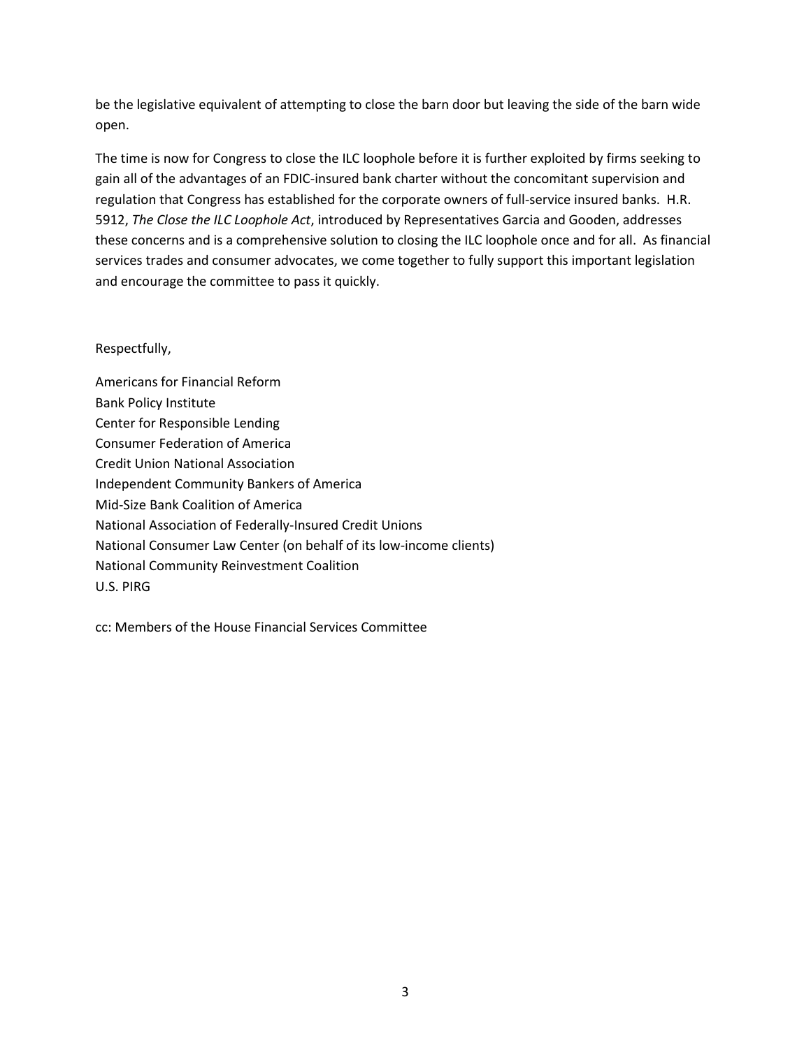be the legislative equivalent of attempting to close the barn door but leaving the side of the barn wide open.

The time is now for Congress to close the ILC loophole before it is further exploited by firms seeking to gain all of the advantages of an FDIC-insured bank charter without the concomitant supervision and regulation that Congress has established for the corporate owners of full-service insured banks. H.R. 5912, *The Close the ILC Loophole Act*, introduced by Representatives Garcia and Gooden, addresses these concerns and is a comprehensive solution to closing the ILC loophole once and for all. As financial services trades and consumer advocates, we come together to fully support this important legislation and encourage the committee to pass it quickly.

Respectfully,

Americans for Financial Reform
Bank Policy Institute
Center for Responsible Lending
Consumer Federation of America
Credit Union National Association
Independent Community Bankers of America
Mid-Size Bank Coalition of America
National Association of Federally-Insured Credit Unions
National Consumer Law Center (on behalf of its low-income clients)
National Community Reinvestment Coalition
U.S. PIRG

cc: Members of the House Financial Services Committee